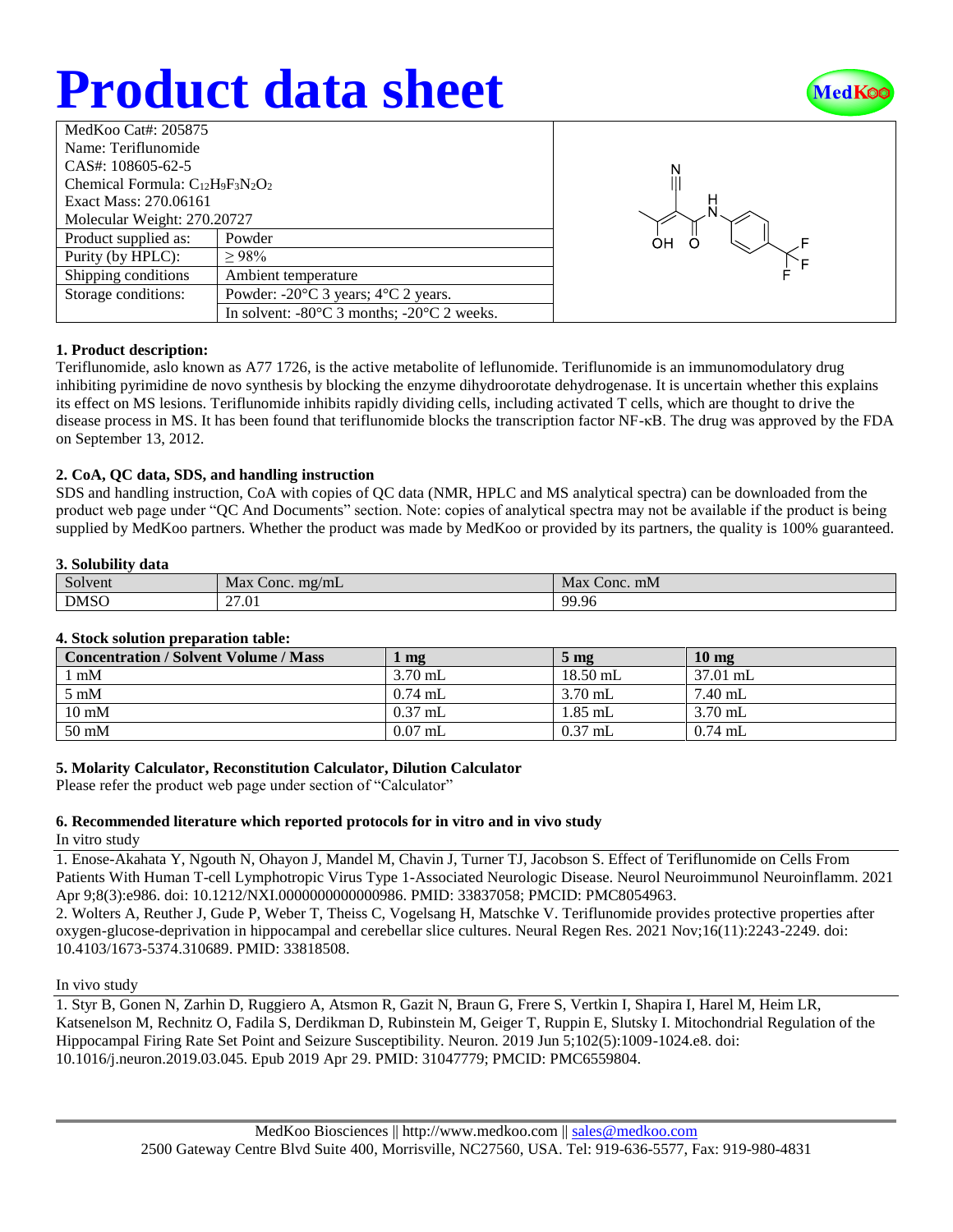# Product data sheet

| MedKoo Cat#: 205875 | |
|---|---|
| Name: Teriflunomide | |
| CAS#: 108605-62-5 | |
| Chemical Formula: $C_{12}H_9F_3N_2O_2$ | |
| Exact Mass: 270.06161 | |
| Molecular Weight: 270.20727 | |
| Product supplied as: | Powder |
| Purity (by HPLC): | ≥ 98% |
| Shipping conditions | Ambient temperature |
| Storage conditions: | Powder: -20°C 3 years; 4°C 2 years. |
| | In solvent: -80°C 3 months; -20°C 2 weeks. |

### 1. Product description:

Teriflunomide, aslo known as A77 1726, is the active metabolite of leflunomide. Teriflunomide is an immunomodulatory drug inhibiting pyrimidine de novo synthesis by blocking the enzyme dihydroorotate dehydrogenase. It is uncertain whether this explains its effect on MS lesions. Teriflunomide inhibits rapidly dividing cells, including activated T cells, which are thought to drive the disease process in MS. It has been found that teriflunomide blocks the transcription factor NF-κB. The drug was approved by the FDA on September 13, 2012.

### 2. CoA, QC data, SDS, and handling instruction

SDS and handling instruction, CoA with copies of QC data (NMR, HPLC and MS analytical spectra) can be downloaded from the product web page under "QC And Documents" section. Note: copies of analytical spectra may not be available if the product is being supplied by MedKoo partners. Whether the product was made by MedKoo or provided by its partners, the quality is 100% guaranteed.

### 3. Solubility data

| Solvent | Max Conc. mg/mL | Max Conc. mM |
|---|---|---|
| DMSO | 27.01 | 99.96 |

### 4. Stock solution preparation table:

| Concentration / Solvent Volume / Mass | 1 mg | 5 mg | 10 mg |
|---|---|---|---|
| 1 mM | 3.70 mL | 18.50 mL | 37.01 mL |
| 5 mM | 0.74 mL | 3.70 mL | 7.40 mL |
| 10 mM | 0.37 mL | 1.85 mL | 3.70 mL |
| 50 mM | 0.07 mL | 0.37 mL | 0.74 mL |

### 5. Molarity Calculator, Reconstitution Calculator, Dilution Calculator

Please refer the product web page under section of "Calculator"

### 6. Recommended literature which reported protocols for in vitro and in vivo study

In vitro study

1. Enose-Akahata Y, Ngouth N, Ohayon J, Mandel M, Chavin J, Turner TJ, Jacobson S. Effect of Teriflunomide on Cells From Patients With Human T-cell Lymphotropic Virus Type 1-Associated Neurologic Disease. Neurol Neuroimmunol Neuroinflamm. 2021 Apr 9;8(3):e986. doi: 10.1212/NXI.0000000000000986. PMID: 33837058; PMCID: PMC8054963.
2. Wolters A, Reuther J, Gude P, Weber T, Theiss C, Vogelsang H, Matschke V. Teriflunomide provides protective properties after oxygen-glucose-deprivation in hippocampal and cerebellar slice cultures. Neural Regen Res. 2021 Nov;16(11):2243-2249. doi: 10.4103/1673-5374.310689. PMID: 33818508.

In vivo study

1. Styr B, Gonen N, Zarhin D, Ruggiero A, Atsmon R, Gazit N, Braun G, Frere S, Vertkin I, Shapira I, Harel M, Heim LR, Katsenelson M, Rechnitz O, Fadila S, Derdikman D, Rubinstein M, Geiger T, Ruppin E, Slutsky I. Mitochondrial Regulation of the Hippocampal Firing Rate Set Point and Seizure Susceptibility. Neuron. 2019 Jun 5;102(5):1009-1024.e8. doi: 10.1016/j.neuron.2019.03.045. Epub 2019 Apr 29. PMID: 31047779; PMCID: PMC6559804.

MedKoo Biosciences || http://www.medkoo.com || sales@medkoo.com
2500 Gateway Centre Blvd Suite 400, Morrisville, NC27560, USA. Tel: 919-636-5577, Fax: 919-980-4831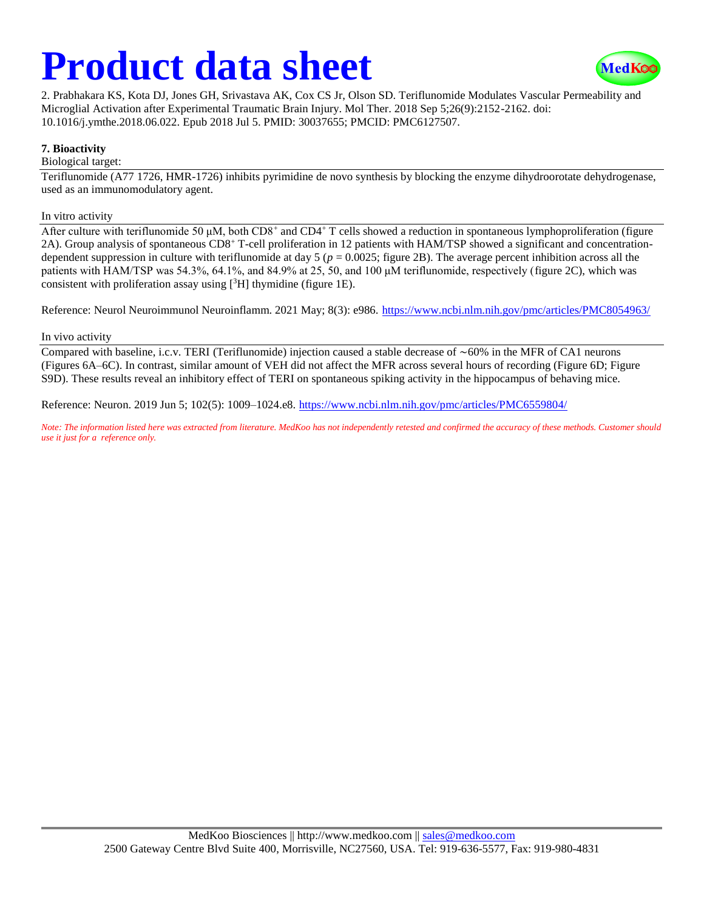2. Prabhakara KS, Kota DJ, Jones GH, Srivastava AK, Cox CS Jr, Olson SD. Teriflunomide Modulates Vascular Permeability and Microglial Activation after Experimental Traumatic Brain Injury. Mol Ther. 2018 Sep 5;26(9):2152-2162. doi: 10.1016/j.ymthe.2018.06.022. Epub 2018 Jul 5. PMID: 30037655; PMCID: PMC6127507.

### 7. Bioactivity

Biological target:

Teriflunomide (A77 1726, HMR-1726) inhibits pyrimidine de novo synthesis by blocking the enzyme dihydroorotate dehydrogenase, used as an immunomodulatory agent.

In vitro activity

After culture with teriflunomide 50 µM, both $CD8^+$ and $CD4^+$ T cells showed a reduction in spontaneous lymphoproliferation (figure 2A). Group analysis of spontaneous $CD8^+$ T-cell proliferation in 12 patients with HAM/TSP showed a significant and concentration-dependent suppression in culture with teriflunomide at day 5 ($p = 0.0025$; figure 2B). The average percent inhibition across all the patients with HAM/TSP was 54.3%, 64.1%, and 84.9% at 25, 50, and 100 µM teriflunomide, respectively (figure 2C), which was consistent with proliferation assay using [$^3$H] thymidine (figure 1E).

Reference: Neurol Neuroimmunol Neuroinflamm. 2021 May; 8(3): e986. https://www.ncbi.nlm.nih.gov/pmc/articles/PMC8054963/

In vivo activity

Compared with baseline, i.c.v. TERI (Teriflunomide) injection caused a stable decrease of ~60% in the MFR of CA1 neurons (Figures 6A–6C). In contrast, similar amount of VEH did not affect the MFR across several hours of recording (Figure 6D; Figure S9D). These results reveal an inhibitory effect of TERI on spontaneous spiking activity in the hippocampus of behaving mice.

Reference: Neuron. 2019 Jun 5; 102(5): 1009–1024.e8. https://www.ncbi.nlm.nih.gov/pmc/articles/PMC6559804/

*Note: The information listed here was extracted from literature. MedKoo has not independently retested and confirmed the accuracy of these methods. Customer should use it just for a reference only.*